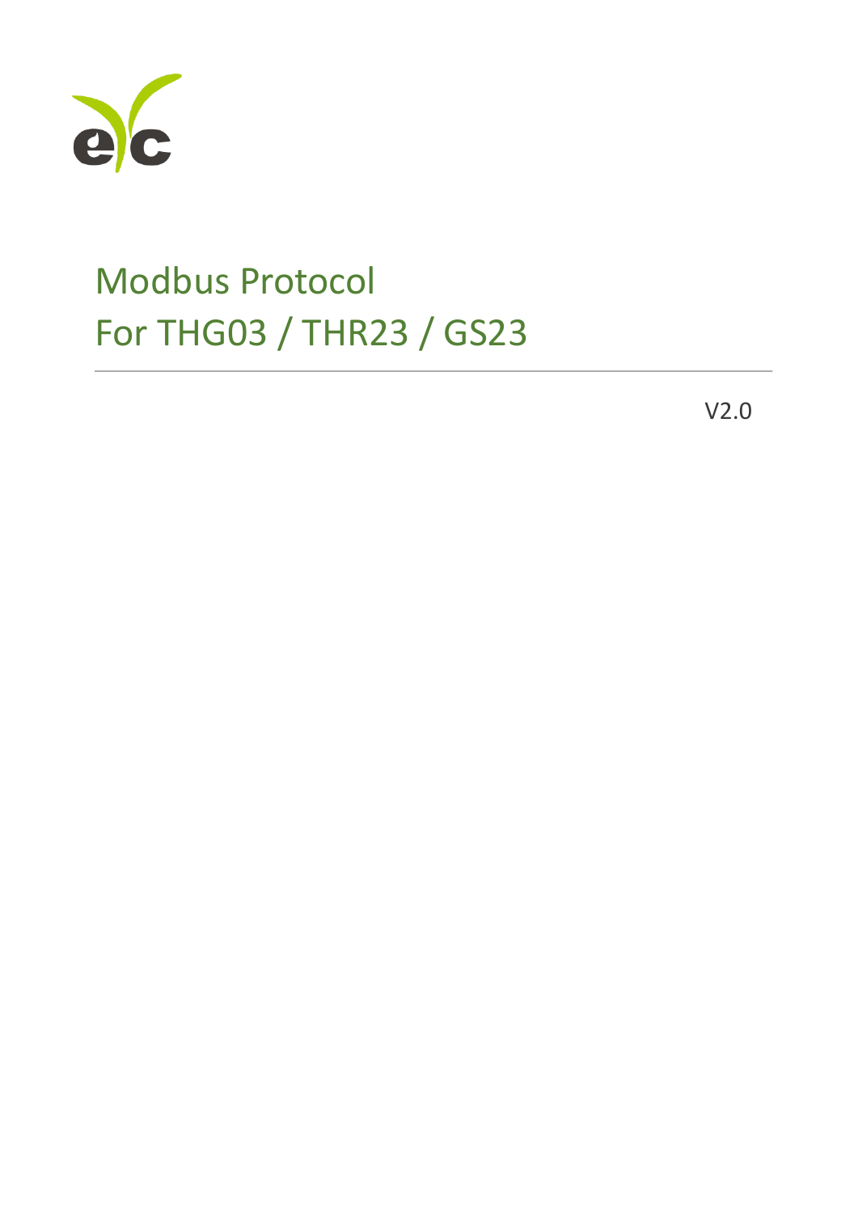# Modbus Protocol
# For THG03 / THR23 / GS23

V2.0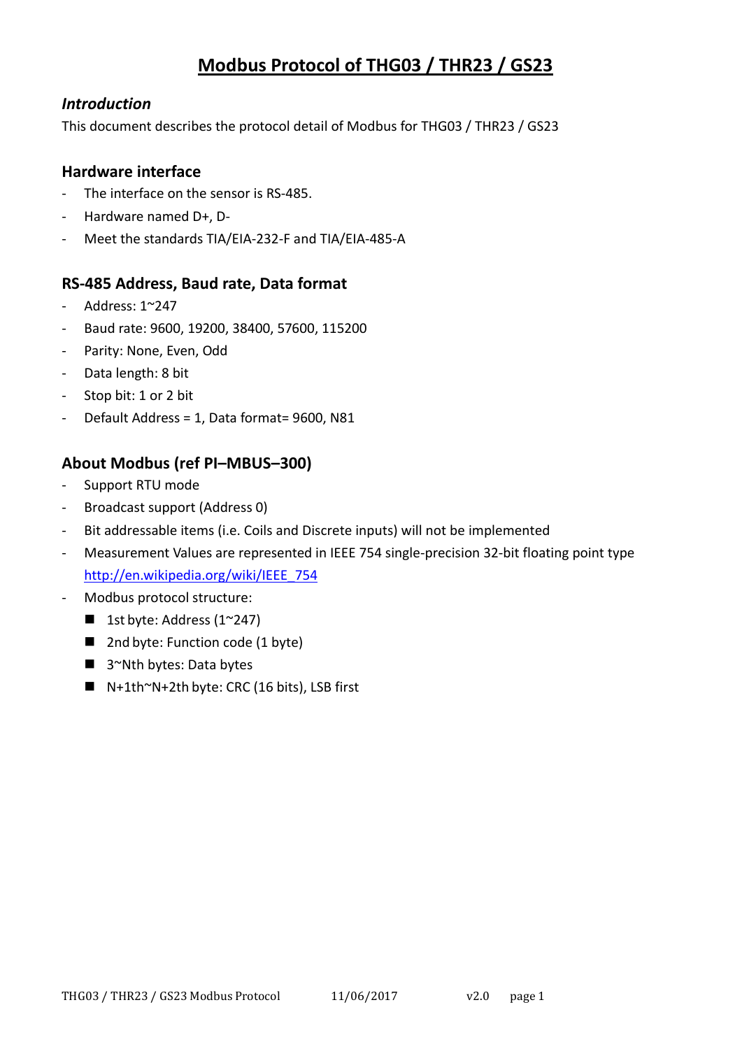# Modbus Protocol of THG03 / THR23 / GS23

### *Introduction*

This document describes the protocol detail of Modbus for THG03 / THR23 / GS23

### Hardware interface

- The interface on the sensor is RS-485.
- Hardware named D+, D-
- Meet the standards TIA/EIA-232-F and TIA/EIA-485-A

### RS-485 Address, Baud rate, Data format

- Address: 1~247
- Baud rate: 9600, 19200, 38400, 57600, 115200
- Parity: None, Even, Odd
- Data length: 8 bit
- Stop bit: 1 or 2 bit
- Default Address = 1, Data format= 9600, N81

### About Modbus (ref PI–MBUS–300)

- Support RTU mode
- Broadcast support (Address 0)
- Bit addressable items (i.e. Coils and Discrete inputs) will not be implemented
- Measurement Values are represented in IEEE 754 single-precision 32-bit floating point type [http://en.wikipedia.org/wiki/IEEE_754](http://en.wikipedia.org/wiki/IEEE_754)
- Modbus protocol structure:
  - 1st byte: Address (1~247)
  - 2nd byte: Function code (1 byte)
  - 3~Nth bytes: Data bytes
  - N+1th~N+2th byte: CRC (16 bits), LSB first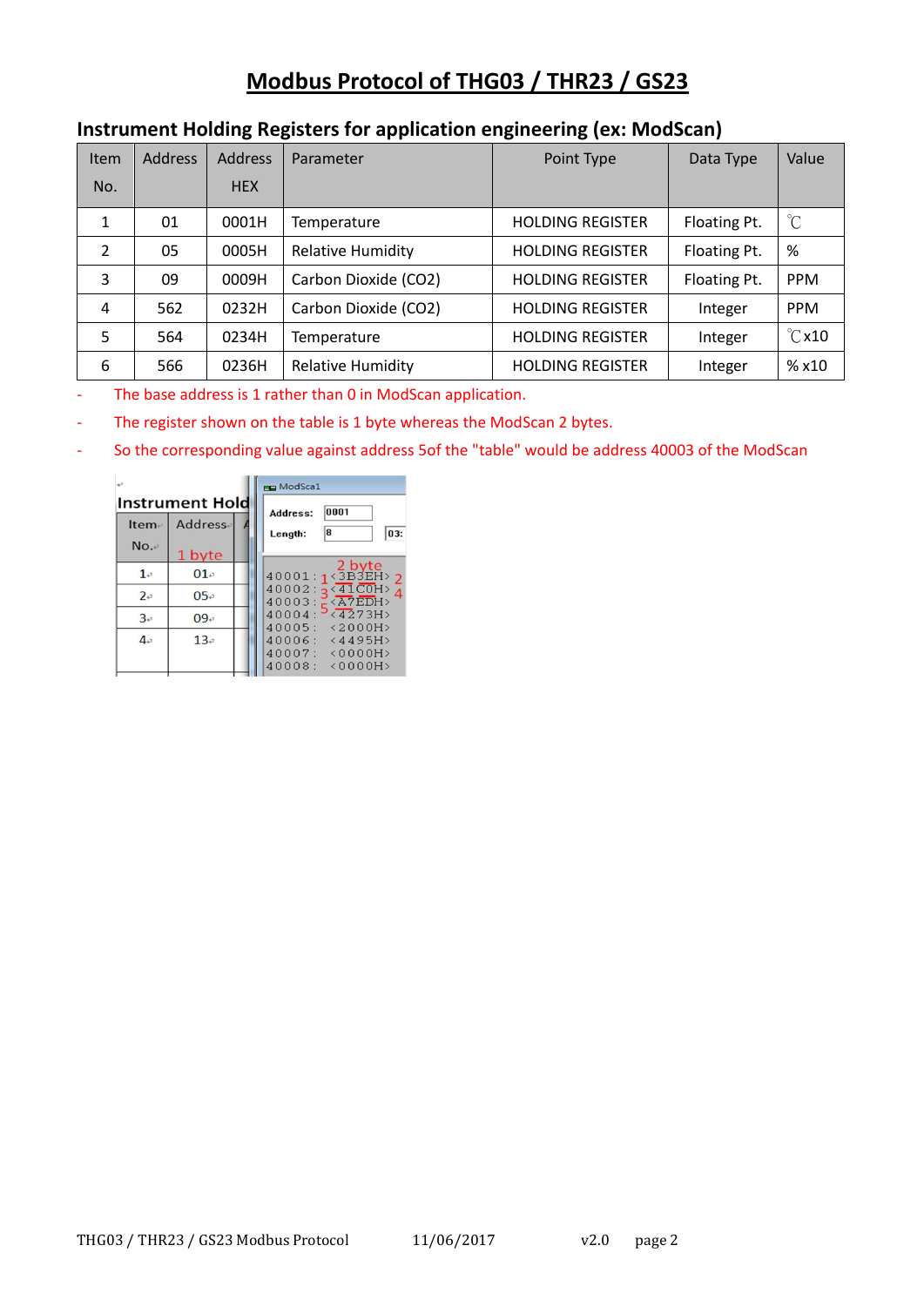# Modbus Protocol of THG03 / THR23 / GS23

## Instrument Holding Registers for application engineering (ex: ModScan)

| Item No. | Address | Address HEX | Parameter | Point Type | Data Type | Value |
|---|---|---|---|---|---|---|
| 1 | 01 | 0001H | Temperature | HOLDING REGISTER | Floating Pt. | ℃ |
| 2 | 05 | 0005H | Relative Humidity | HOLDING REGISTER | Floating Pt. | % |
| 3 | 09 | 0009H | Carbon Dioxide (CO2) | HOLDING REGISTER | Floating Pt. | PPM |
| 4 | 562 | 0232H | Carbon Dioxide (CO2) | HOLDING REGISTER | Integer | PPM |
| 5 | 564 | 0234H | Temperature | HOLDING REGISTER | Integer | ℃x10 |
| 6 | 566 | 0236H | Relative Humidity | HOLDING REGISTER | Integer | % x10 |

- The base address is 1 rather than 0 in ModScan application.
- The register shown on the table is 1 byte whereas the ModScan 2 bytes.
- So the corresponding value against address 5of the "table" would be address 40003 of the ModScan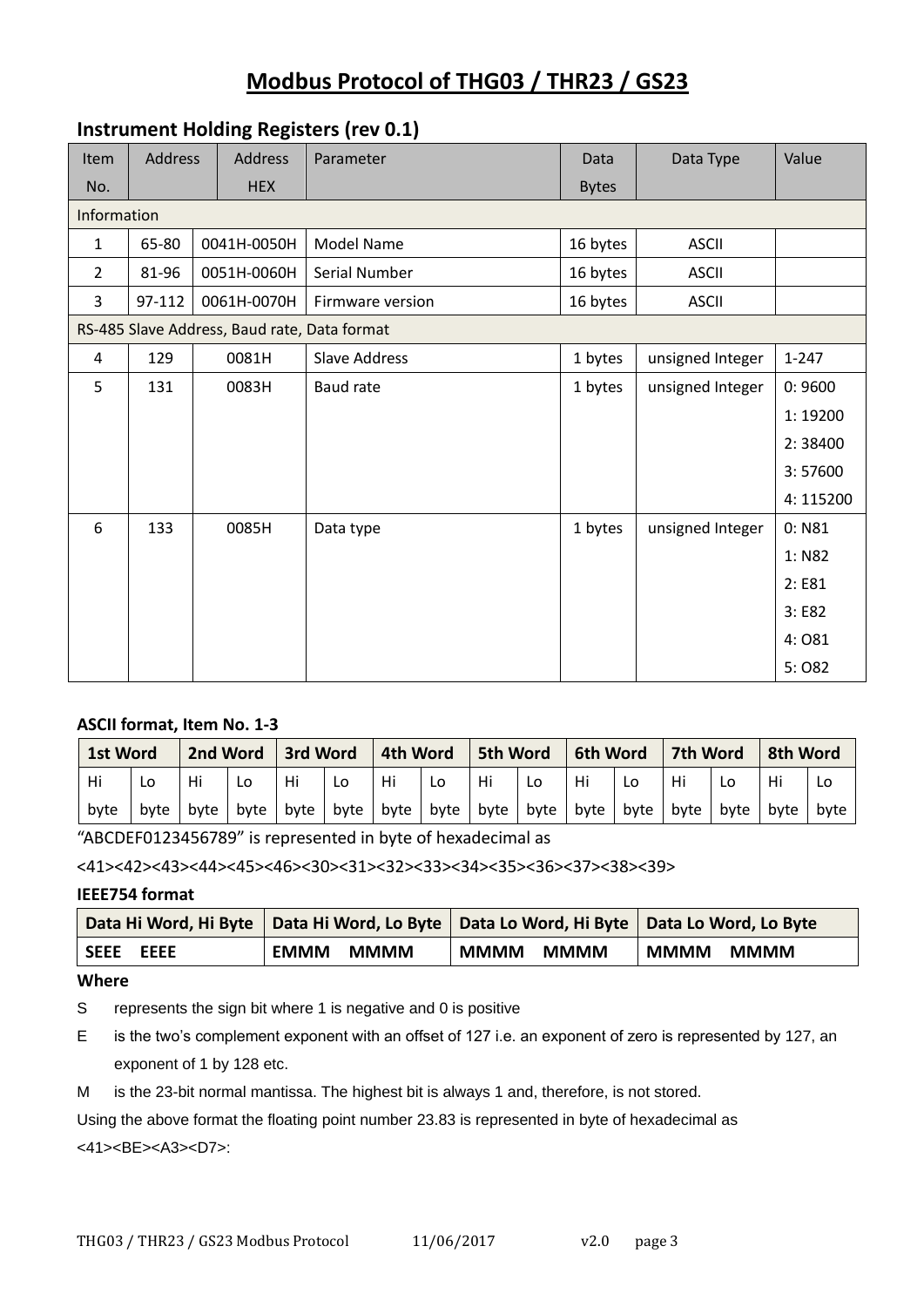# Modbus Protocol of THG03 / THR23 / GS23

## Instrument Holding Registers (rev 0.1)

| Item No. | Address | Address HEX | Parameter | Data Bytes | Data Type | Value |
|---|---|---|---|---|---|---|
| Information | | | | | | |
| 1 | 65-80 | 0041H-0050H | Model Name | 16 bytes | ASCII | |
| 2 | 81-96 | 0051H-0060H | Serial Number | 16 bytes | ASCII | |
| 3 | 97-112 | 0061H-0070H | Firmware version | 16 bytes | ASCII | |
| RS-485 Slave Address, Baud rate, Data format | | | | | | |
| 4 | 129 | 0081H | Slave Address | 1 bytes | unsigned Integer | 1-247 |
| 5 | 131 | 0083H | Baud rate | 1 bytes | unsigned Integer | 0: 9600<br>1: 19200<br>2: 38400<br>3: 57600<br>4: 115200 |
| 6 | 133 | 0085H | Data type | 1 bytes | unsigned Integer | 0: N81<br>1: N82<br>2: E81<br>3: E82<br>4: O81<br>5: O82 |

**ASCII format, Item No. 1-3**

| 1st Word | | 2nd Word | | 3rd Word | | 4th Word | | 5th Word | | 6th Word | | 7th Word | | 8th Word | |
|---|---|---|---|---|---|---|---|---|---|---|---|---|---|---|---|
| Hi byte | Lo byte | Hi byte | Lo byte | Hi byte | Lo byte | Hi byte | Lo byte | Hi byte | Lo byte | Hi byte | Lo byte | Hi byte | Lo byte | Hi byte | Lo byte |

"ABCDEF0123456789" is represented in byte of hexadecimal as

<41><42><43><44><45><46><30><31><32><33><34><35><36><37><38><39>

**IEEE754 format**

| Data Hi Word, Hi Byte | Data Hi Word, Lo Byte | Data Lo Word, Hi Byte | Data Lo Word, Lo Byte |
|---|---|---|---|
| **SEEE EEEE** | **EMMM MMMM** | **MMMM MMMM** | **MMMM MMMM** |

**Where**

S represents the sign bit where 1 is negative and 0 is positive

E is the two's complement exponent with an offset of 127 i.e. an exponent of zero is represented by 127, an exponent of 1 by 128 etc.

M is the 23-bit normal mantissa. The highest bit is always 1 and, therefore, is not stored.

Using the above format the floating point number 23.83 is represented in byte of hexadecimal as <41><BE><A3><D7>: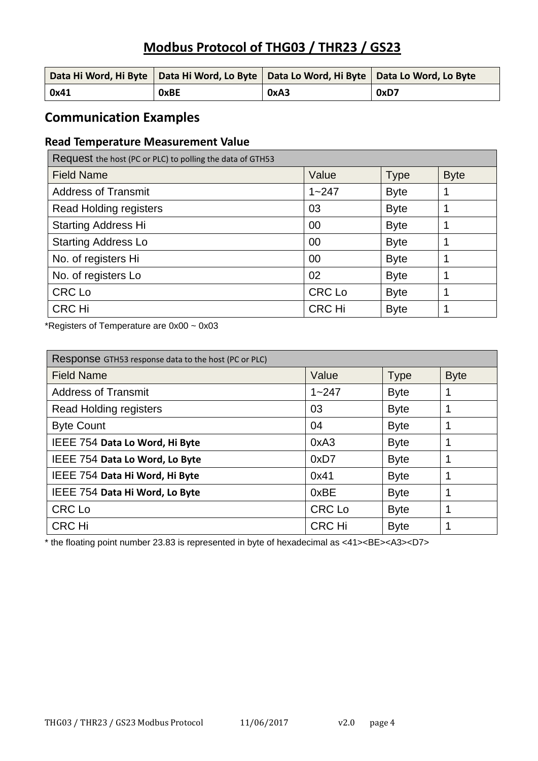# Modbus Protocol of THG03 / THR23 / GS23

| Data Hi Word, Hi Byte | Data Hi Word, Lo Byte | Data Lo Word, Hi Byte | Data Lo Word, Lo Byte |
|---|---|---|---|
| 0x41 | 0xBE | 0xA3 | 0xD7 |

## Communication Examples

### Read Temperature Measurement Value

| Request the host (PC or PLC) to polling the data of GTH53 | | | |
|---|---|---|---|
| Field Name | Value | Type | Byte |
| Address of Transmit | 1~247 | Byte | 1 |
| Read Holding registers | 03 | Byte | 1 |
| Starting Address Hi | 00 | Byte | 1 |
| Starting Address Lo | 00 | Byte | 1 |
| No. of registers Hi | 00 | Byte | 1 |
| No. of registers Lo | 02 | Byte | 1 |
| CRC Lo | CRC Lo | Byte | 1 |
| CRC Hi | CRC Hi | Byte | 1 |

*Registers of Temperature are 0x00 ~ 0x03

| Response GTH53 response data to the host (PC or PLC) | | | |
|---|---|---|---|
| Field Name | Value | Type | Byte |
| Address of Transmit | 1~247 | Byte | 1 |
| Read Holding registers | 03 | Byte | 1 |
| Byte Count | 04 | Byte | 1 |
| IEEE 754 **Data Lo Word, Hi Byte** | 0xA3 | Byte | 1 |
| IEEE 754 **Data Lo Word, Lo Byte** | 0xD7 | Byte | 1 |
| IEEE 754 **Data Hi Word, Hi Byte** | 0x41 | Byte | 1 |
| IEEE 754 **Data Hi Word, Lo Byte** | 0xBE | Byte | 1 |
| CRC Lo | CRC Lo | Byte | 1 |
| CRC Hi | CRC Hi | Byte | 1 |

* the floating point number 23.83 is represented in byte of hexadecimal as <41><BE><A3><D7>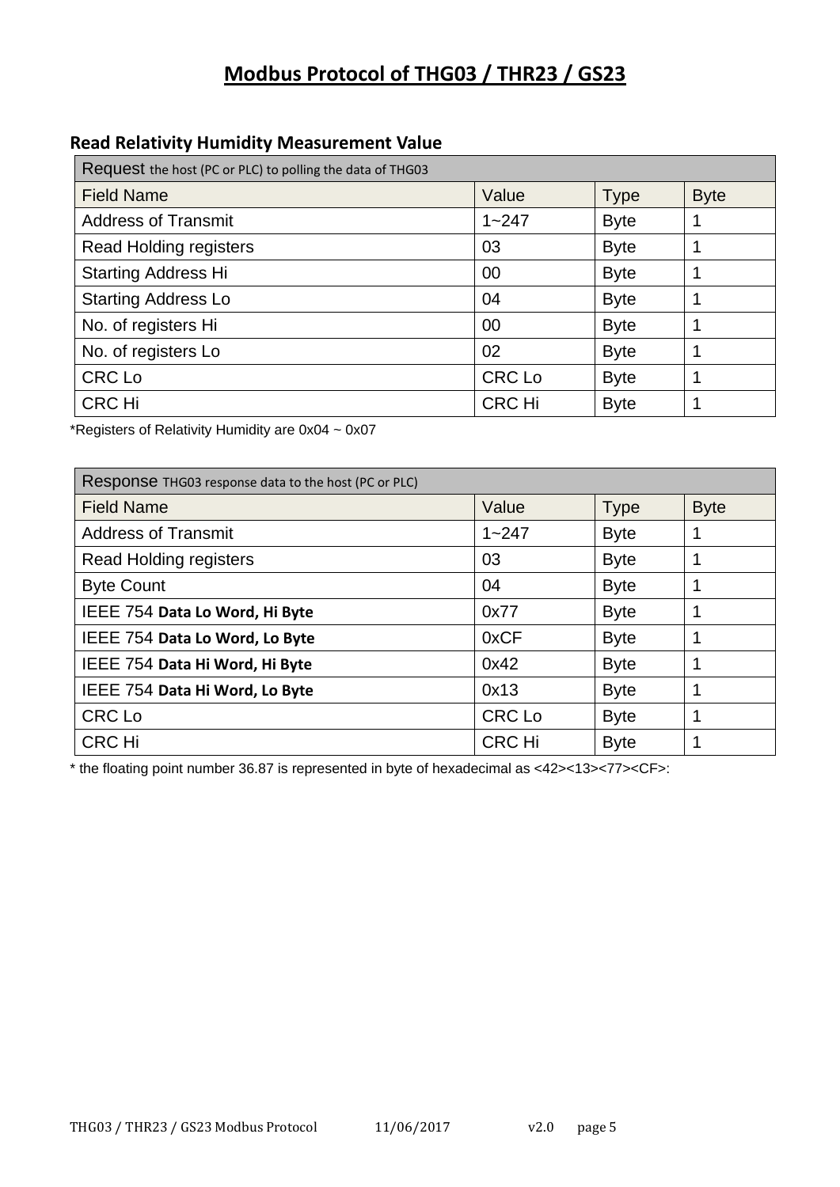# Modbus Protocol of THG03 / THR23 / GS23

### Read Relativity Humidity Measurement Value

| Request the host (PC or PLC) to polling the data of THG03 | | | |
|---|---|---|---|
| Field Name | Value | Type | Byte |
| Address of Transmit | 1~247 | Byte | 1 |
| Read Holding registers | 03 | Byte | 1 |
| Starting Address Hi | 00 | Byte | 1 |
| Starting Address Lo | 04 | Byte | 1 |
| No. of registers Hi | 00 | Byte | 1 |
| No. of registers Lo | 02 | Byte | 1 |
| CRC Lo | CRC Lo | Byte | 1 |
| CRC Hi | CRC Hi | Byte | 1 |

*Registers of Relativity Humidity are 0x04 ~ 0x07

| Response THG03 response data to the host (PC or PLC) | | | |
|---|---|---|---|
| Field Name | Value | Type | Byte |
| Address of Transmit | 1~247 | Byte | 1 |
| Read Holding registers | 03 | Byte | 1 |
| Byte Count | 04 | Byte | 1 |
| IEEE 754 **Data Lo Word, Hi Byte** | 0x77 | Byte | 1 |
| IEEE 754 **Data Lo Word, Lo Byte** | 0xCF | Byte | 1 |
| IEEE 754 **Data Hi Word, Hi Byte** | 0x42 | Byte | 1 |
| IEEE 754 **Data Hi Word, Lo Byte** | 0x13 | Byte | 1 |
| CRC Lo | CRC Lo | Byte | 1 |
| CRC Hi | CRC Hi | Byte | 1 |

* the floating point number 36.87 is represented in byte of hexadecimal as <42><13><77><CF>: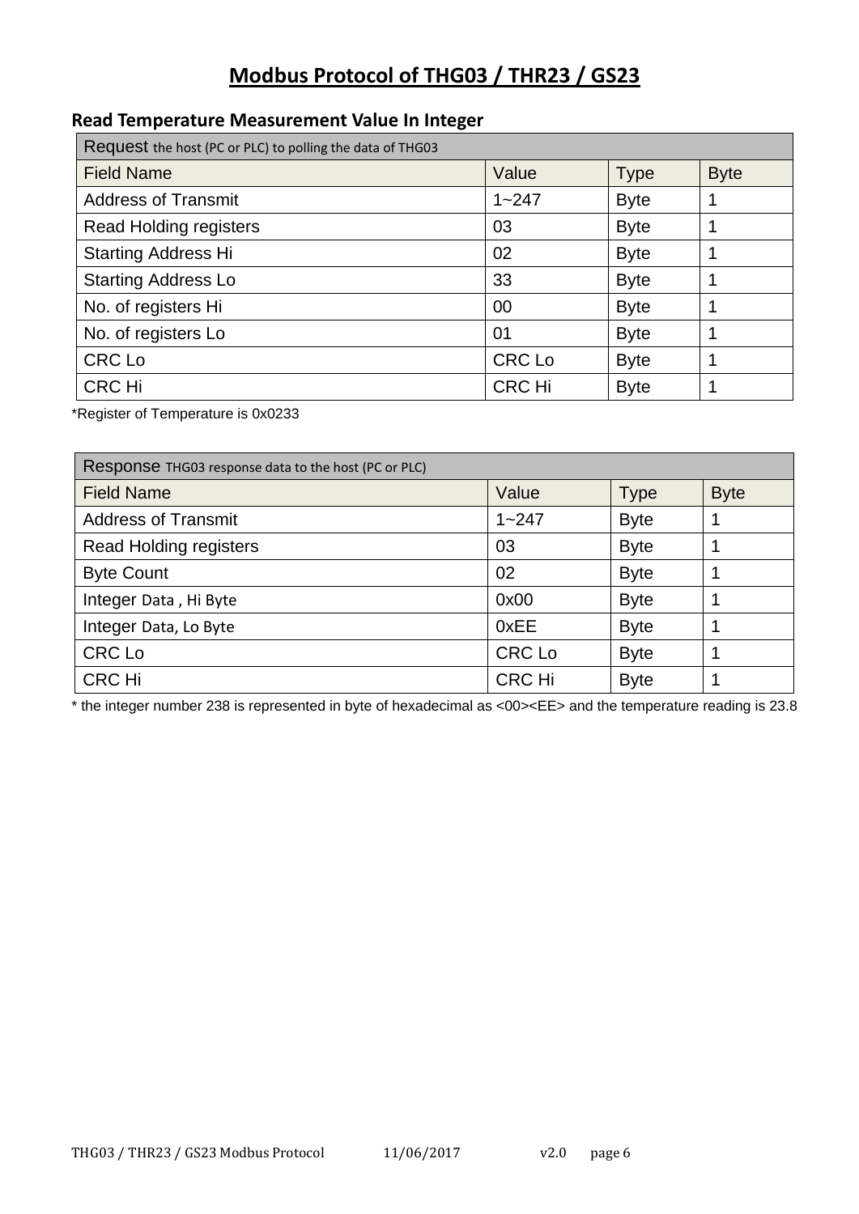# Modbus Protocol of THG03 / THR23 / GS23

## Read Temperature Measurement Value In Integer

| Request the host (PC or PLC) to polling the data of THG03 | | | |
|---|---|---|---|
| Field Name | Value | Type | Byte |
| Address of Transmit | 1~247 | Byte | 1 |
| Read Holding registers | 03 | Byte | 1 |
| Starting Address Hi | 02 | Byte | 1 |
| Starting Address Lo | 33 | Byte | 1 |
| No. of registers Hi | 00 | Byte | 1 |
| No. of registers Lo | 01 | Byte | 1 |
| CRC Lo | CRC Lo | Byte | 1 |
| CRC Hi | CRC Hi | Byte | 1 |

*Register of Temperature is 0x0233

| Response THG03 response data to the host (PC or PLC) | | | |
|---|---|---|---|
| Field Name | Value | Type | Byte |
| Address of Transmit | 1~247 | Byte | 1 |
| Read Holding registers | 03 | Byte | 1 |
| Byte Count | 02 | Byte | 1 |
| Integer Data , Hi Byte | 0x00 | Byte | 1 |
| Integer Data, Lo Byte | 0xEE | Byte | 1 |
| CRC Lo | CRC Lo | Byte | 1 |
| CRC Hi | CRC Hi | Byte | 1 |

* the integer number 238 is represented in byte of hexadecimal as <00><EE> and the temperature reading is 23.8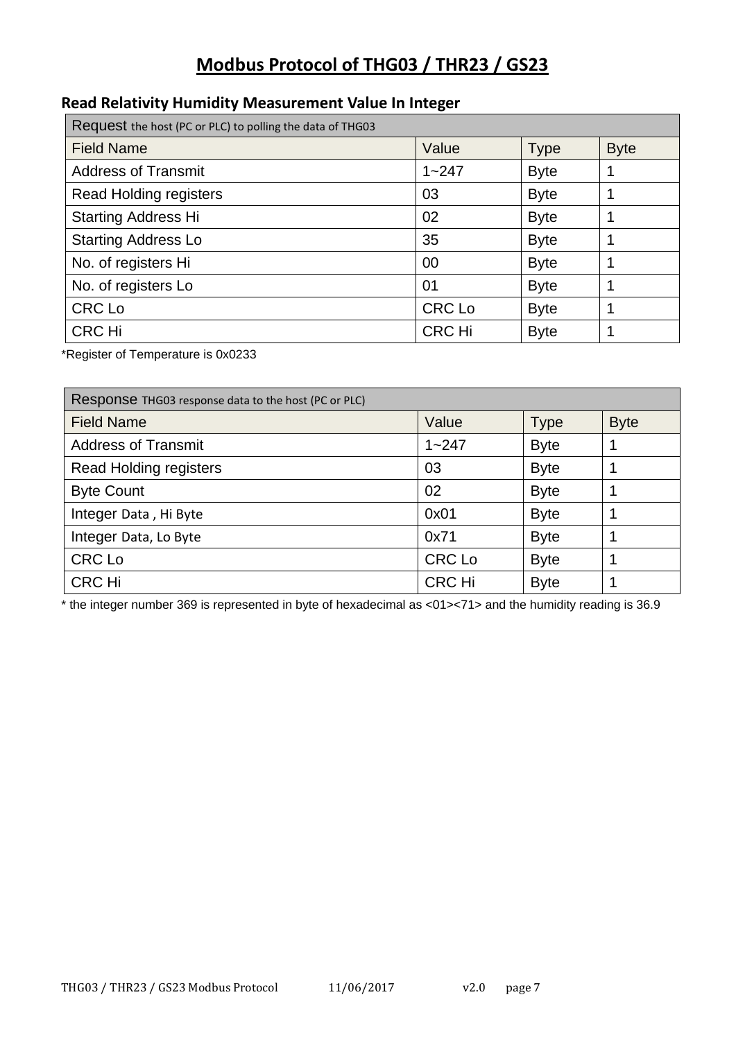# Modbus Protocol of THG03 / THR23 / GS23

### Read Relativity Humidity Measurement Value In Integer

| Request the host (PC or PLC) to polling the data of THG03 | | | |
|---|---|---|---|
| Field Name | Value | Type | Byte |
| Address of Transmit | 1~247 | Byte | 1 |
| Read Holding registers | 03 | Byte | 1 |
| Starting Address Hi | 02 | Byte | 1 |
| Starting Address Lo | 35 | Byte | 1 |
| No. of registers Hi | 00 | Byte | 1 |
| No. of registers Lo | 01 | Byte | 1 |
| CRC Lo | CRC Lo | Byte | 1 |
| CRC Hi | CRC Hi | Byte | 1 |

*Register of Temperature is 0x0233

| Response THG03 response data to the host (PC or PLC) | | | |
|---|---|---|---|
| Field Name | Value | Type | Byte |
| Address of Transmit | 1~247 | Byte | 1 |
| Read Holding registers | 03 | Byte | 1 |
| Byte Count | 02 | Byte | 1 |
| Integer Data , Hi Byte | 0x01 | Byte | 1 |
| Integer Data, Lo Byte | 0x71 | Byte | 1 |
| CRC Lo | CRC Lo | Byte | 1 |
| CRC Hi | CRC Hi | Byte | 1 |

* the integer number 369 is represented in byte of hexadecimal as <01><71> and the humidity reading is 36.9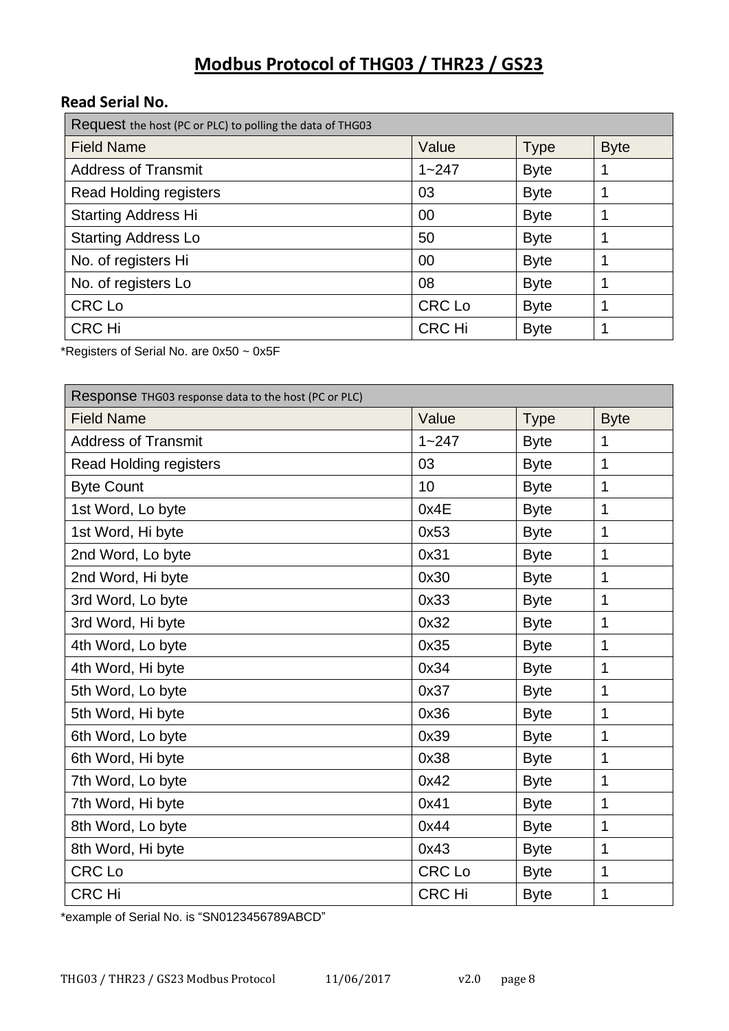# Modbus Protocol of THG03 / THR23 / GS23

## Read Serial No.

| Request the host (PC or PLC) to polling the data of THG03 | | | |
|---|---|---|---|
| Field Name | Value | Type | Byte |
| Address of Transmit | 1~247 | Byte | 1 |
| Read Holding registers | 03 | Byte | 1 |
| Starting Address Hi | 00 | Byte | 1 |
| Starting Address Lo | 50 | Byte | 1 |
| No. of registers Hi | 00 | Byte | 1 |
| No. of registers Lo | 08 | Byte | 1 |
| CRC Lo | CRC Lo | Byte | 1 |
| CRC Hi | CRC Hi | Byte | 1 |

*Registers of Serial No. are 0x50 ~ 0x5F

| Response THG03 response data to the host (PC or PLC) | | | |
|---|---|---|---|
| Field Name | Value | Type | Byte |
| Address of Transmit | 1~247 | Byte | 1 |
| Read Holding registers | 03 | Byte | 1 |
| Byte Count | 10 | Byte | 1 |
| 1st Word, Lo byte | 0x4E | Byte | 1 |
| 1st Word, Hi byte | 0x53 | Byte | 1 |
| 2nd Word, Lo byte | 0x31 | Byte | 1 |
| 2nd Word, Hi byte | 0x30 | Byte | 1 |
| 3rd Word, Lo byte | 0x33 | Byte | 1 |
| 3rd Word, Hi byte | 0x32 | Byte | 1 |
| 4th Word, Lo byte | 0x35 | Byte | 1 |
| 4th Word, Hi byte | 0x34 | Byte | 1 |
| 5th Word, Lo byte | 0x37 | Byte | 1 |
| 5th Word, Hi byte | 0x36 | Byte | 1 |
| 6th Word, Lo byte | 0x39 | Byte | 1 |
| 6th Word, Hi byte | 0x38 | Byte | 1 |
| 7th Word, Lo byte | 0x42 | Byte | 1 |
| 7th Word, Hi byte | 0x41 | Byte | 1 |
| 8th Word, Lo byte | 0x44 | Byte | 1 |
| 8th Word, Hi byte | 0x43 | Byte | 1 |
| CRC Lo | CRC Lo | Byte | 1 |
| CRC Hi | CRC Hi | Byte | 1 |

*example of Serial No. is "SN0123456789ABCD"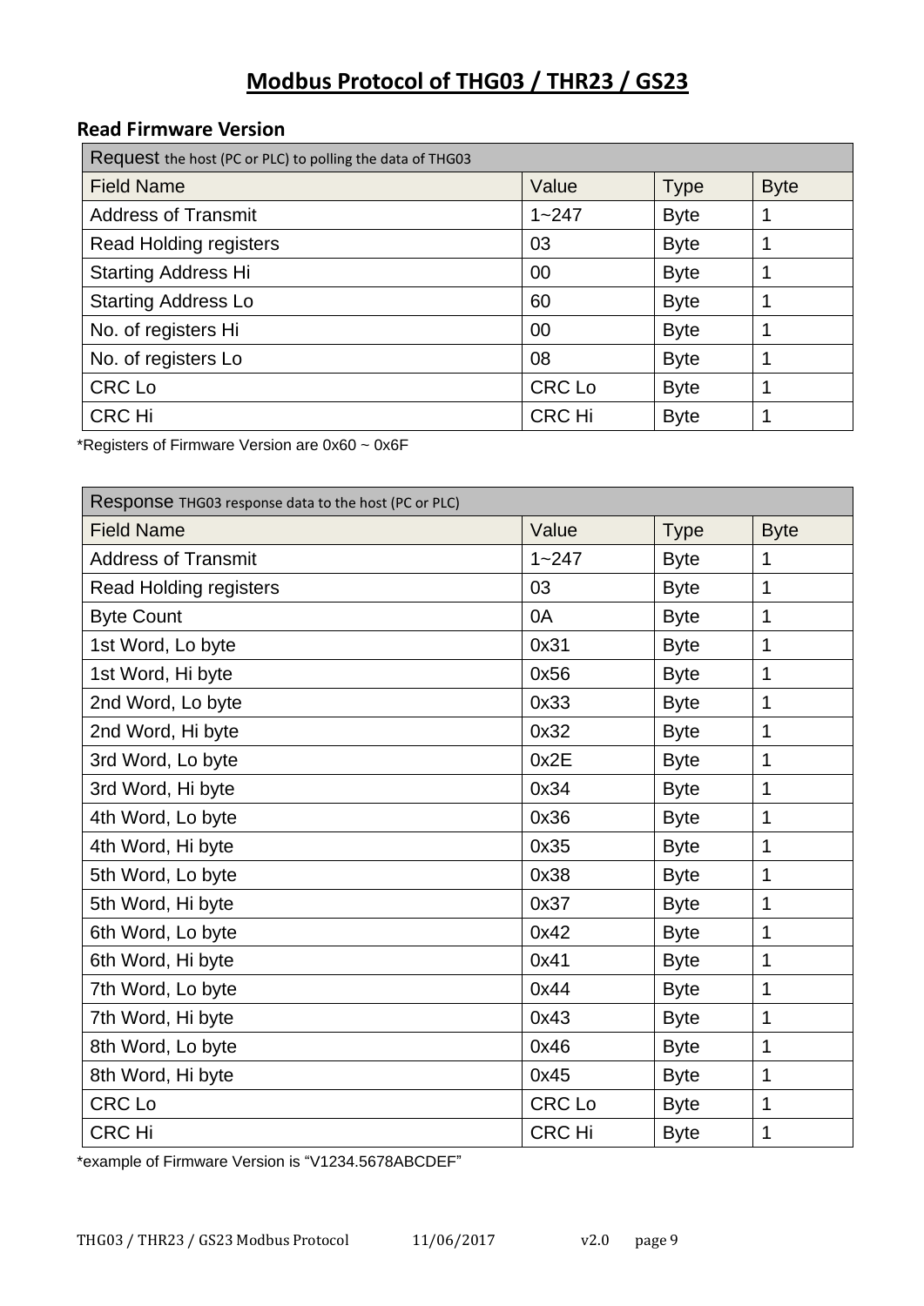## Modbus Protocol of THG03 / THR23 / GS23

### Read Firmware Version

| Request the host (PC or PLC) to polling the data of THG03 | | | |
|---|---|---|---|
| Field Name | Value | Type | Byte |
| Address of Transmit | 1~247 | Byte | 1 |
| Read Holding registers | 03 | Byte | 1 |
| Starting Address Hi | 00 | Byte | 1 |
| Starting Address Lo | 60 | Byte | 1 |
| No. of registers Hi | 00 | Byte | 1 |
| No. of registers Lo | 08 | Byte | 1 |
| CRC Lo | CRC Lo | Byte | 1 |
| CRC Hi | CRC Hi | Byte | 1 |

*Registers of Firmware Version are 0x60 ~ 0x6F

| Response THG03 response data to the host (PC or PLC) | | | |
|---|---|---|---|
| Field Name | Value | Type | Byte |
| Address of Transmit | 1~247 | Byte | 1 |
| Read Holding registers | 03 | Byte | 1 |
| Byte Count | 0A | Byte | 1 |
| 1st Word, Lo byte | 0x31 | Byte | 1 |
| 1st Word, Hi byte | 0x56 | Byte | 1 |
| 2nd Word, Lo byte | 0x33 | Byte | 1 |
| 2nd Word, Hi byte | 0x32 | Byte | 1 |
| 3rd Word, Lo byte | 0x2E | Byte | 1 |
| 3rd Word, Hi byte | 0x34 | Byte | 1 |
| 4th Word, Lo byte | 0x36 | Byte | 1 |
| 4th Word, Hi byte | 0x35 | Byte | 1 |
| 5th Word, Lo byte | 0x38 | Byte | 1 |
| 5th Word, Hi byte | 0x37 | Byte | 1 |
| 6th Word, Lo byte | 0x42 | Byte | 1 |
| 6th Word, Hi byte | 0x41 | Byte | 1 |
| 7th Word, Lo byte | 0x44 | Byte | 1 |
| 7th Word, Hi byte | 0x43 | Byte | 1 |
| 8th Word, Lo byte | 0x46 | Byte | 1 |
| 8th Word, Hi byte | 0x45 | Byte | 1 |
| CRC Lo | CRC Lo | Byte | 1 |
| CRC Hi | CRC Hi | Byte | 1 |

*example of Firmware Version is "V1234.5678ABCDEF"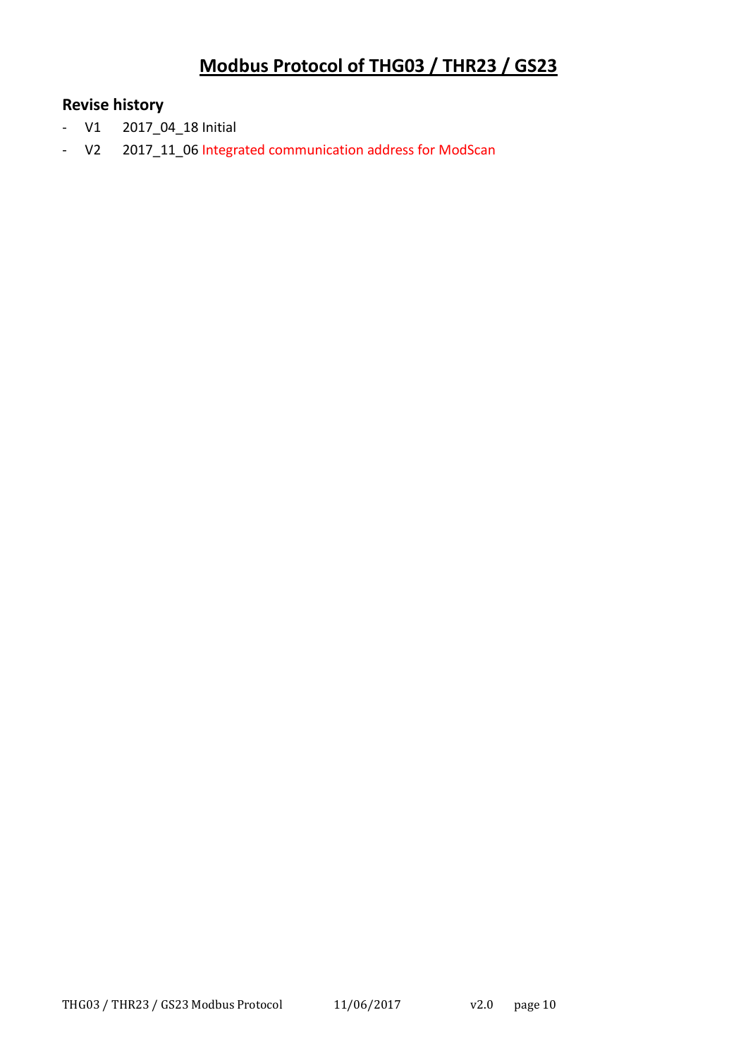# Modbus Protocol of THG03 / THR23 / GS23

## Revise history

- V1 2017_04_18 Initial
- V2 2017_11_06 Integrated communication address for ModScan